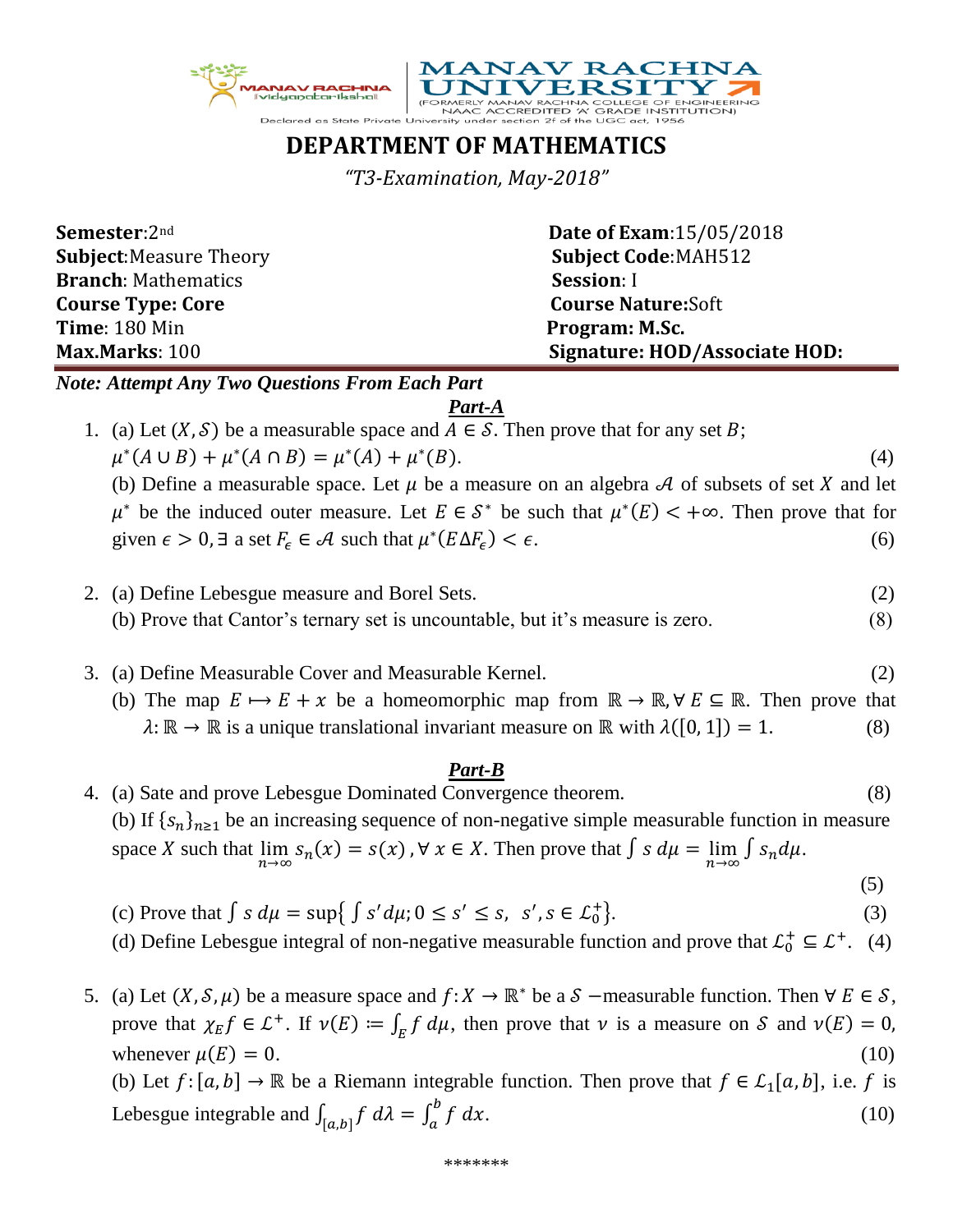MANAV RACHNA UNIVERSITY

(FORMERLY MANAV RACHNA COLLEGE OF ENGINEERING NAAC ACCREDITED 'A' GRADE INSTITUTION)

Declared as State Private University under section 2f of the UGC act, 1956

# DEPARTMENT OF MATHEMATICS

*"T3-Examination, May-2018"*

| | |
|---|---|
| **Semester**:2nd | **Date of Exam**:15/05/2018 |
| **Subject**:Measure Theory | **Subject Code**:MAH512 |
| **Branch**: Mathematics | **Session**: I |
| **Course Type: Core** | **Course Nature**:Soft |
| **Time**: 180 Min | **Program: M.Sc.** |
| **Max.Marks**: 100 | **Signature: HOD/Associate HOD:** |

***Note: Attempt Any Two Questions From Each Part***

## *Part-A*

1. (a) Let $(X, \mathcal{S})$ be a measurable space and $A \in \mathcal{S}$. Then prove that for any set $B$; $\mu^*(A \cup B) + \mu^*(A \cap B) = \mu^*(A) + \mu^*(B)$. (4)

   (b) Define a measurable space. Let $\mu$ be a measure on an algebra $\mathcal{A}$ of subsets of set $X$ and let $\mu^*$ be the induced outer measure. Let $E \in \mathcal{S}^*$ be such that $\mu^*(E) < +\infty$. Then prove that for given $\epsilon > 0, \exists$ a set $F_\epsilon \in \mathcal{A}$ such that $\mu^*(E \Delta F_\epsilon) < \epsilon$. (6)

2. (a) Define Lebesgue measure and Borel Sets. (2)

   (b) Prove that Cantor's ternary set is uncountable, but it's measure is zero. (8)

3. (a) Define Measurable Cover and Measurable Kernel. (2)

   (b) The map $E \mapsto E + x$ be a homeomorphic map from $\mathbb{R} \to \mathbb{R}, \forall\, E \subseteq \mathbb{R}$. Then prove that $\lambda: \mathbb{R} \to \mathbb{R}$ is a unique translational invariant measure on $\mathbb{R}$ with $\lambda([0, 1]) = 1$. (8)

## *Part-B*

4. (a) Sate and prove Lebesgue Dominated Convergence theorem. (8)

   (b) If $\{s_n\}_{n\geq 1}$ be an increasing sequence of non-negative simple measurable function in measure space $X$ such that $\lim_{n\to\infty} s_n(x) = s(x), \forall\, x \in X$. Then prove that $\int s\, d\mu = \lim_{n\to\infty} \int s_n d\mu$. (5)

   (c) Prove that $\int s\, d\mu = \sup\{\int s' d\mu; 0 \leq s' \leq s,\ s', s \in \mathcal{L}_0^+\}$. (3)

   (d) Define Lebesgue integral of non-negative measurable function and prove that $\mathcal{L}_0^+ \subseteq \mathcal{L}^+$. (4)

5. (a) Let $(X, \mathcal{S}, \mu)$ be a measure space and $f: X \to \mathbb{R}^*$ be a $\mathcal{S}$ −measurable function. Then $\forall\, E \in \mathcal{S}$, prove that $\chi_E f \in \mathcal{L}^+$. If $\nu(E) := \int_E f\, d\mu$, then prove that $\nu$ is a measure on $\mathcal{S}$ and $\nu(E) = 0$, whenever $\mu(E) = 0$. (10)

   (b) Let $f: [a, b] \to \mathbb{R}$ be a Riemann integrable function. Then prove that $f \in \mathcal{L}_1[a, b]$, i.e. $f$ is Lebesgue integrable and $\int_{[a,b]} f\, d\lambda = \int_a^b f\, dx$. (10)

\*\*\*\*\*\*\*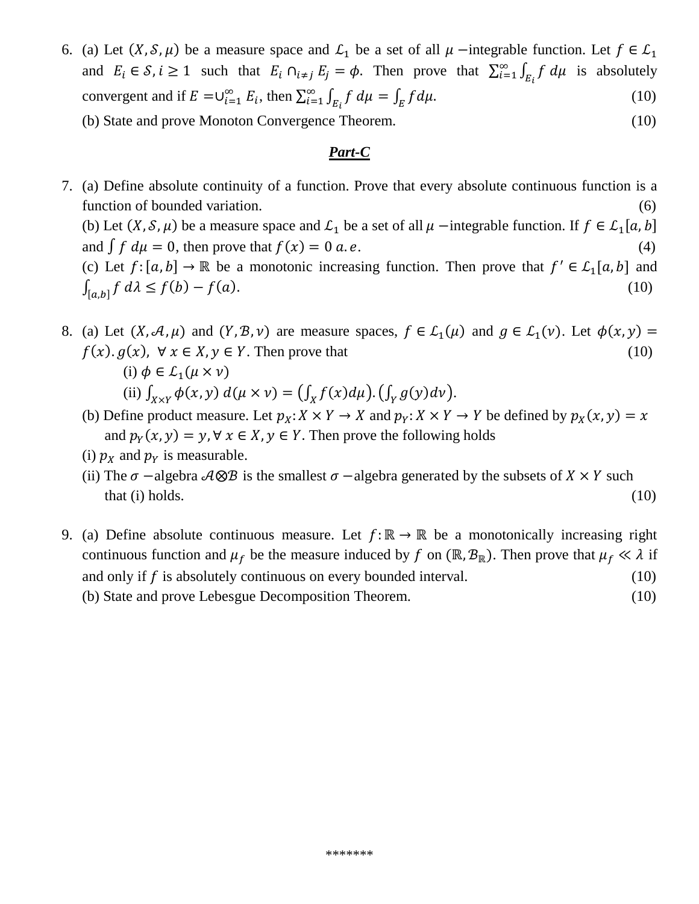6. (a) Let $(X, \mathcal{S}, \mu)$ be a measure space and $\mathcal{L}_1$ be a set of all $\mu$ −integrable function. Let $f \in \mathcal{L}_1$ and $E_i \in \mathcal{S}, i \geq 1$ such that $E_i \cap_{i \neq j} E_j = \phi$. Then prove that $\sum_{i=1}^{\infty} \int_{E_i} f \, d\mu$ is absolutely convergent and if $E = \cup_{i=1}^{\infty} E_i$, then $\sum_{i=1}^{\infty} \int_{E_i} f \, d\mu = \int_E f d\mu$. (10)

   (b) State and prove Monoton Convergence Theorem. (10)

## Part-C

7. (a) Define absolute continuity of a function. Prove that every absolute continuous function is a function of bounded variation. (6)

   (b) Let $(X, \mathcal{S}, \mu)$ be a measure space and $\mathcal{L}_1$ be a set of all $\mu$ −integrable function. If $f \in \mathcal{L}_1[a, b]$ and $\int f \, d\mu = 0$, then prove that $f(x) = 0 \; a.e.$ (4)

   (c) Let $f: [a, b] \to \mathbb{R}$ be a monotonic increasing function. Then prove that $f' \in \mathcal{L}_1[a, b]$ and $\int_{[a,b]} f \, d\lambda \leq f(b) - f(a)$. (10)

8. (a) Let $(X, \mathcal{A}, \mu)$ and $(Y, \mathcal{B}, \nu)$ are measure spaces, $f \in \mathcal{L}_1(\mu)$ and $g \in \mathcal{L}_1(\nu)$. Let $\phi(x, y) = f(x). g(x), \; \forall \, x \in X, y \in Y$. Then prove that (10)

   (i) $\phi \in \mathcal{L}_1(\mu \times \nu)$

   (ii) $\int_{X \times Y} \phi(x, y) \, d(\mu \times \nu) = \left(\int_X f(x) d\mu\right). \left(\int_Y g(y) d\nu\right)$.

   (b) Define product measure. Let $p_X: X \times Y \to X$ and $p_Y: X \times Y \to Y$ be defined by $p_X(x, y) = x$ and $p_Y(x, y) = y, \forall \, x \in X, y \in Y$. Then prove the following holds

   (i) $p_X$ and $p_Y$ is measurable.

   (ii) The $\sigma$ −algebra $\mathcal{A} \otimes \mathcal{B}$ is the smallest $\sigma$ −algebra generated by the subsets of $X \times Y$ such that (i) holds. (10)

9. (a) Define absolute continuous measure. Let $f: \mathbb{R} \to \mathbb{R}$ be a monotonically increasing right continuous function and $\mu_f$ be the measure induced by $f$ on $(\mathbb{R}, \mathcal{B}_{\mathbb{R}})$. Then prove that $\mu_f \ll \lambda$ if and only if $f$ is absolutely continuous on every bounded interval. (10)

   (b) State and prove Lebesgue Decomposition Theorem. (10)

*******